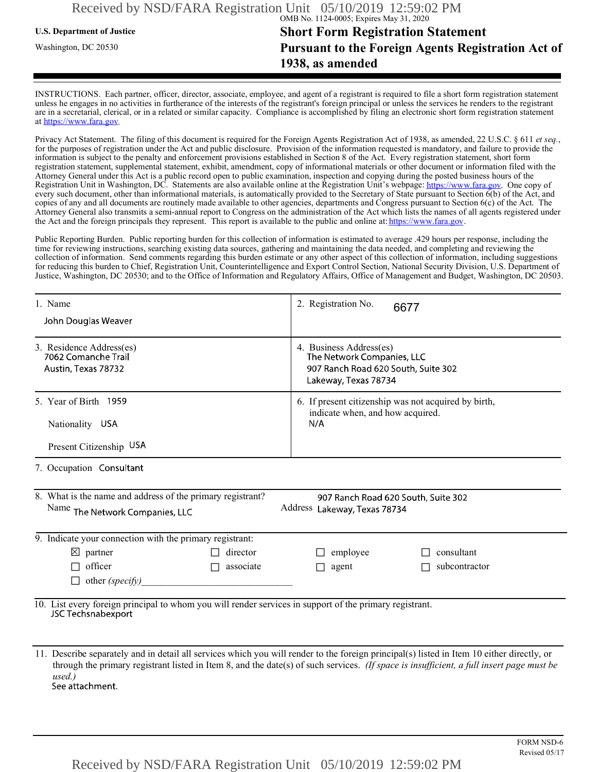OMB No. 1124-0005; Expires May 31, 2020

**U.S. Department of Justice**

Washington, DC 20530

# Short Form Registration Statement Pursuant to the Foreign Agents Registration Act of 1938, as amended

INSTRUCTIONS. Each partner, officer, director, associate, employee, and agent of a registrant is required to file a short form registration statement unless he engages in no activities in furtherance of the interests of the registrant's foreign principal or unless the services he renders to the registrant are in a secretarial, clerical, or in a related or similar capacity. Compliance is accomplished by filing an electronic short form registration statement at https://www.fara.gov.

Privacy Act Statement. The filing of this document is required for the Foreign Agents Registration Act of 1938, as amended, 22 U.S.C. § 611 *et seq.*, for the purposes of registration under the Act and public disclosure. Provision of the information requested is mandatory, and failure to provide the information is subject to the penalty and enforcement provisions established in Section 8 of the Act. Every registration statement, short form registration statement, supplemental statement, exhibit, amendment, copy of informational materials or other document or information filed with the Attorney General under this Act is a public record open to public examination, inspection and copying during the posted business hours of the Registration Unit in Washington, DC. Statements are also available online at the Registration Unit's webpage: https://www.fara.gov. One copy of every such document, other than informational materials, is automatically provided to the Secretary of State pursuant to Section 6(b) of the Act, and copies of any and all documents are routinely made available to other agencies, departments and Congress pursuant to Section 6(c) of the Act. The Attorney General also transmits a semi-annual report to Congress on the administration of the Act which lists the names of all agents registered under the Act and the foreign principals they represent. This report is available to the public and online at: https://www.fara.gov.

Public Reporting Burden. Public reporting burden for this collection of information is estimated to average .429 hours per response, including the time for reviewing instructions, searching existing data sources, gathering and maintaining the data needed, and completing and reviewing the collection of information. Send comments regarding this burden estimate or any other aspect of this collection of information, including suggestions for reducing this burden to Chief, Registration Unit, Counterintelligence and Export Control Section, National Security Division, U.S. Department of Justice, Washington, DC 20530; and to the Office of Information and Regulatory Affairs, Office of Management and Budget, Washington, DC 20503.

| | |
|---|---|
| 1. Name<br>John Douglas Weaver | 2. Registration No. 6677 |
| 3. Residence Address(es)<br>7062 Comanche Trail<br>Austin, Texas 78732 | 4. Business Address(es)<br>The Network Companies, LLC<br>907 Ranch Road 620 South, Suite 302<br>Lakeway, Texas 78734 |
| 5. Year of Birth 1959<br>Nationality USA<br>Present Citizenship USA | 6. If present citizenship was not acquired by birth, indicate when, and how acquired.<br>N/A |

7. Occupation Consultant

8. What is the name and address of the primary registrant?

Name: The Network Companies, LLC

Address: 907 Ranch Road 620 South, Suite 302, Lakeway, Texas 78734

9. Indicate your connection with the primary registrant:

- ☒ partner
- ☐ officer
- ☐ director
- ☐ associate
- ☐ employee
- ☐ agent
- ☐ consultant
- ☐ subcontractor
- ☐ other *(specify)*\_\_\_\_\_\_\_\_\_\_\_\_\_\_\_\_\_\_\_\_\_\_\_\_\_\_\_\_\_\_

10. List every foreign principal to whom you will render services in support of the primary registrant.

JSC Techsnabexport

11. Describe separately and in detail all services which you will render to the foreign principal(s) listed in Item 10 either directly, or through the primary registrant listed in Item 8, and the date(s) of such services. *(If space is insufficient, a full insert page must be used.)*

See attachment.

FORM NSD-6
Revised 05/17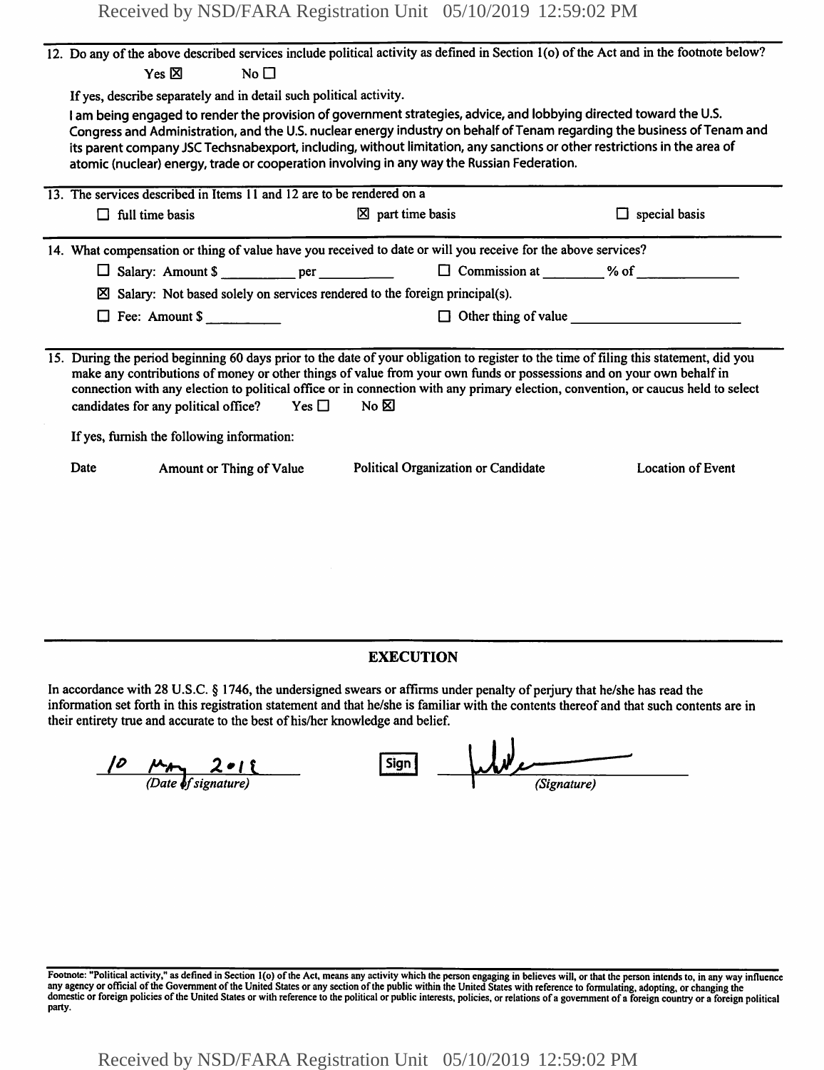12. Do any of the above described services include political activity as defined in Section 1(o) of the Act and in the footnote below?

    Yes ☒ No ☐

    If yes, describe separately and in detail such political activity.

    I am being engaged to render the provision of government strategies, advice, and lobbying directed toward the U.S. Congress and Administration, and the U.S. nuclear energy industry on behalf of Tenam regarding the business of Tenam and its parent company JSC Techsnabexport, including, without limitation, any sanctions or other restrictions in the area of atomic (nuclear) energy, trade or cooperation involving in any way the Russian Federation.

13. The services described in Items 11 and 12 are to be rendered on a

    ☐ full time basis ☒ part time basis ☐ special basis

14. What compensation or thing of value have you received to date or will you receive for the above services?

    ☐ Salary: Amount $ __________ per __________ ☐ Commission at ________ % of ______________

    ☒ Salary: Not based solely on services rendered to the foreign principal(s).

    ☐ Fee: Amount $ __________ ☐ Other thing of value ______________________

15. During the period beginning 60 days prior to the date of your obligation to register to the time of filing this statement, did you make any contributions of money or other things of value from your own funds or possessions and on your own behalf in connection with any election to political office or in connection with any primary election, convention, or caucus held to select candidates for any political office? Yes ☐ No ☒

    If yes, furnish the following information:

| Date | Amount or Thing of Value | Political Organization or Candidate | Location of Event |
| --- | --- | --- | --- |

## EXECUTION

In accordance with 28 U.S.C. § 1746, the undersigned swears or affirms under penalty of perjury that he/she has read the information set forth in this registration statement and that he/she is familiar with the contents thereof and that such contents are in their entirety true and accurate to the best of his/her knowledge and belief.

10 May 2019
*(Date of signature)*

Sign
*(Signature)*

Footnote: "Political activity," as defined in Section 1(o) of the Act, means any activity which the person engaging in believes will, or that the person intends to, in any way influence any agency or official of the Government of the United States or any section of the public within the United States with reference to formulating, adopting, or changing the domestic or foreign policies of the United States or with reference to the political or public interests, policies, or relations of a government of a foreign country or a foreign political party.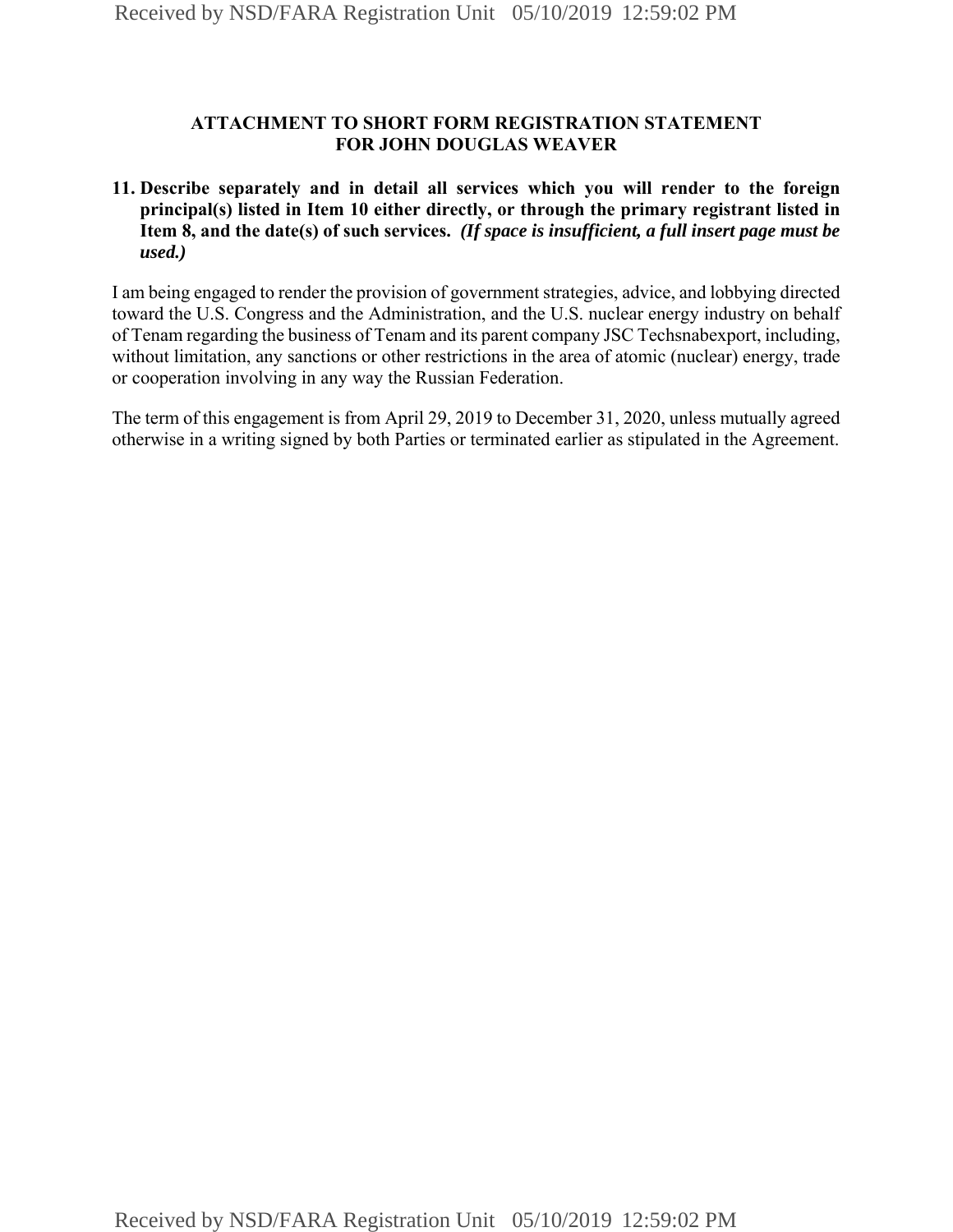**ATTACHMENT TO SHORT FORM REGISTRATION STATEMENT**
**FOR JOHN DOUGLAS WEAVER**

**11. Describe separately and in detail all services which you will render to the foreign principal(s) listed in Item 10 either directly, or through the primary registrant listed in Item 8, and the date(s) of such services.** ***(If space is insufficient, a full insert page must be used.)***

I am being engaged to render the provision of government strategies, advice, and lobbying directed toward the U.S. Congress and the Administration, and the U.S. nuclear energy industry on behalf of Tenam regarding the business of Tenam and its parent company JSC Techsnabexport, including, without limitation, any sanctions or other restrictions in the area of atomic (nuclear) energy, trade or cooperation involving in any way the Russian Federation.

The term of this engagement is from April 29, 2019 to December 31, 2020, unless mutually agreed otherwise in a writing signed by both Parties or terminated earlier as stipulated in the Agreement.